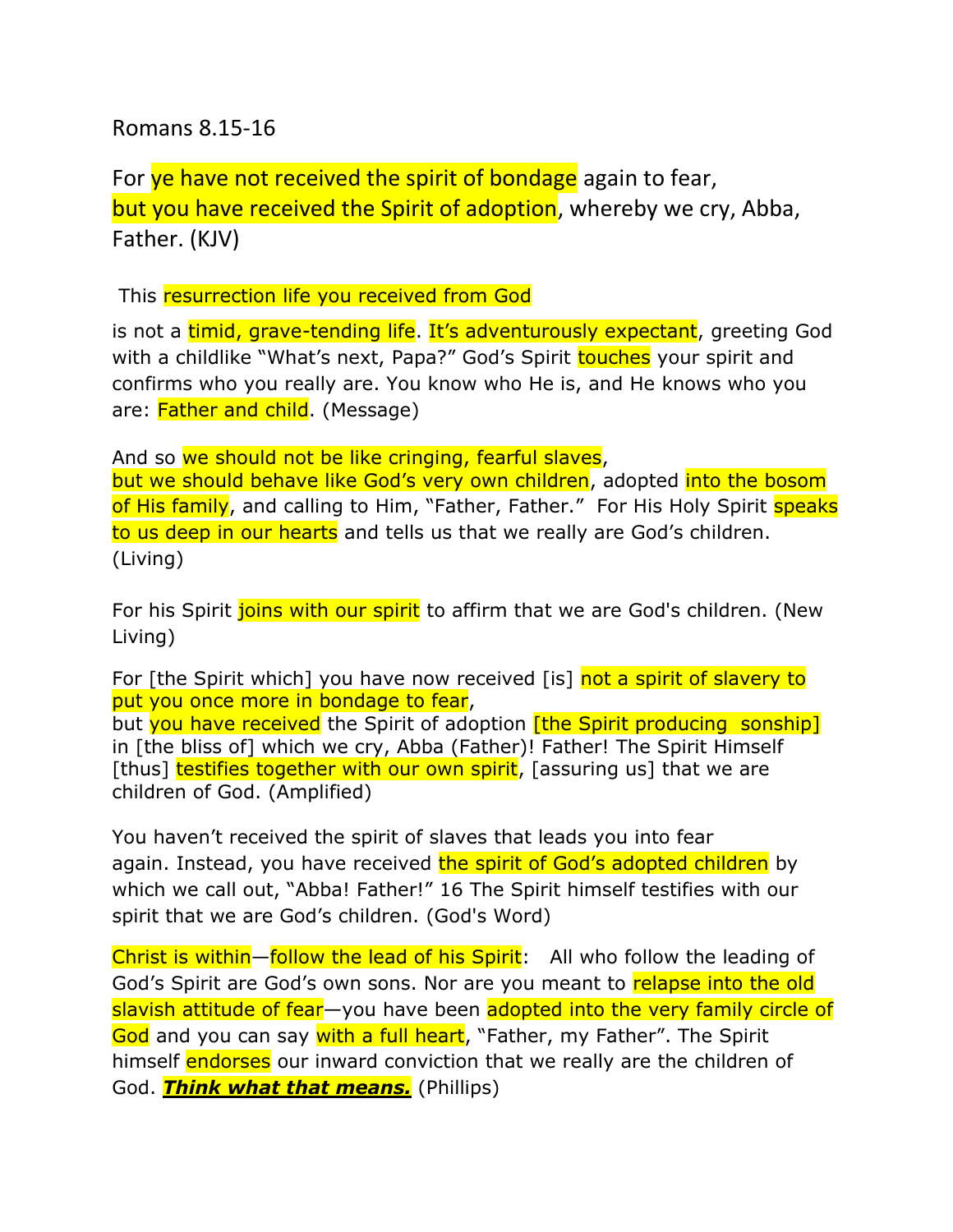Romans 8.15-16

For ye have not received the spirit of bondage again to fear,
but you have received the Spirit of adoption, whereby we cry, Abba, Father. (KJV)

This resurrection life you received from God

is not a timid, grave-tending life. It's adventurously expectant, greeting God with a childlike "What's next, Papa?" God's Spirit touches your spirit and confirms who you really are. You know who He is, and He knows who you are: Father and child. (Message)

And so we should not be like cringing, fearful slaves,
but we should behave like God's very own children, adopted into the bosom of His family, and calling to Him, "Father, Father." For His Holy Spirit speaks to us deep in our hearts and tells us that we really are God's children. (Living)

For his Spirit joins with our spirit to affirm that we are God's children. (New Living)

For [the Spirit which] you have now received [is] not a spirit of slavery to put you once more in bondage to fear,
but you have received the Spirit of adoption [the Spirit producing sonship] in [the bliss of] which we cry, Abba (Father)! Father! The Spirit Himself [thus] testifies together with our own spirit, [assuring us] that we are children of God. (Amplified)

You haven't received the spirit of slaves that leads you into fear again. Instead, you have received the spirit of God's adopted children by which we call out, "Abba! Father!" 16 The Spirit himself testifies with our spirit that we are God's children. (God's Word)

Christ is within—follow the lead of his Spirit: All who follow the leading of God's Spirit are God's own sons. Nor are you meant to relapse into the old slavish attitude of fear—you have been adopted into the very family circle of God and you can say with a full heart, "Father, my Father". The Spirit himself endorses our inward conviction that we really are the children of God. ***Think what that means.*** (Phillips)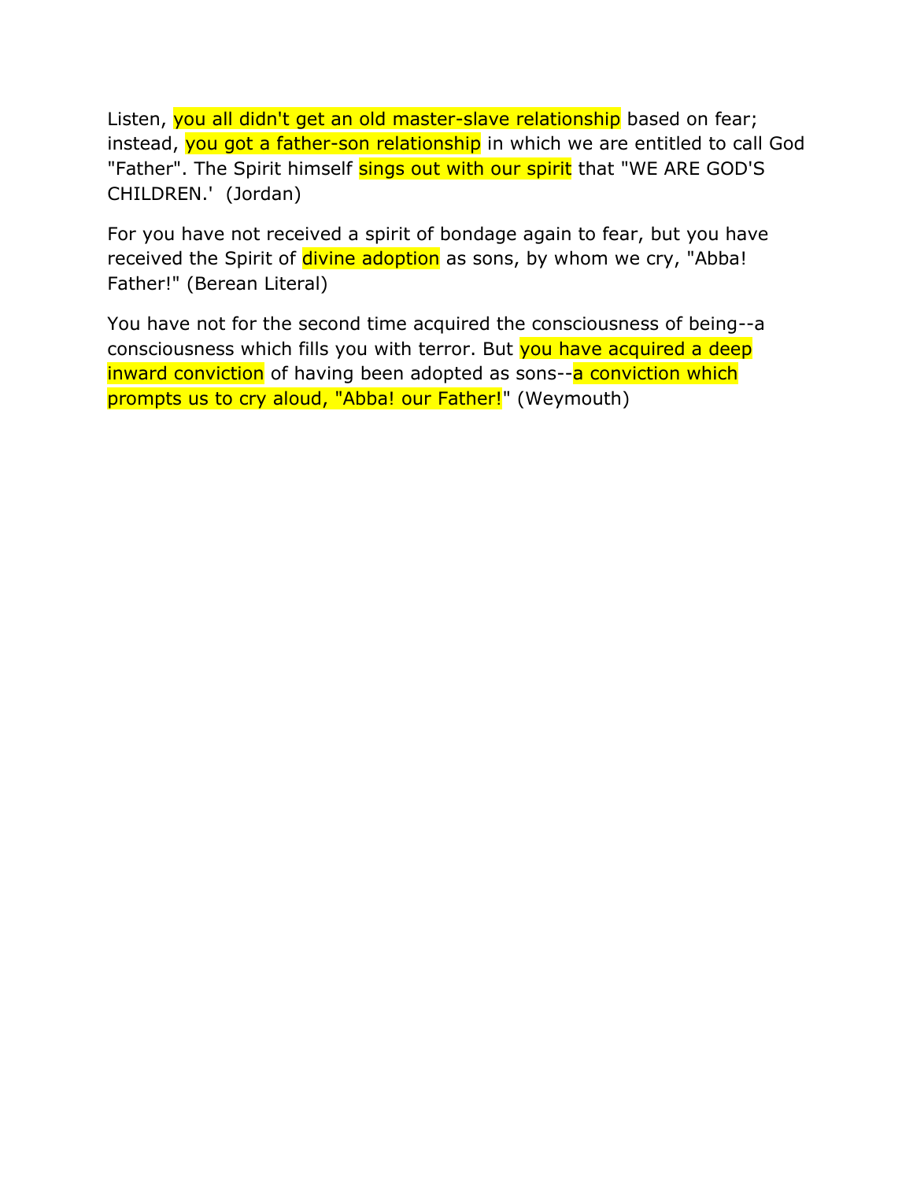Listen, you all didn't get an old master-slave relationship based on fear; instead, you got a father-son relationship in which we are entitled to call God "Father". The Spirit himself sings out with our spirit that "WE ARE GOD'S CHILDREN.' (Jordan)

For you have not received a spirit of bondage again to fear, but you have received the Spirit of divine adoption as sons, by whom we cry, "Abba! Father!" (Berean Literal)

You have not for the second time acquired the consciousness of being--a consciousness which fills you with terror. But you have acquired a deep inward conviction of having been adopted as sons--a conviction which prompts us to cry aloud, "Abba! our Father!" (Weymouth)